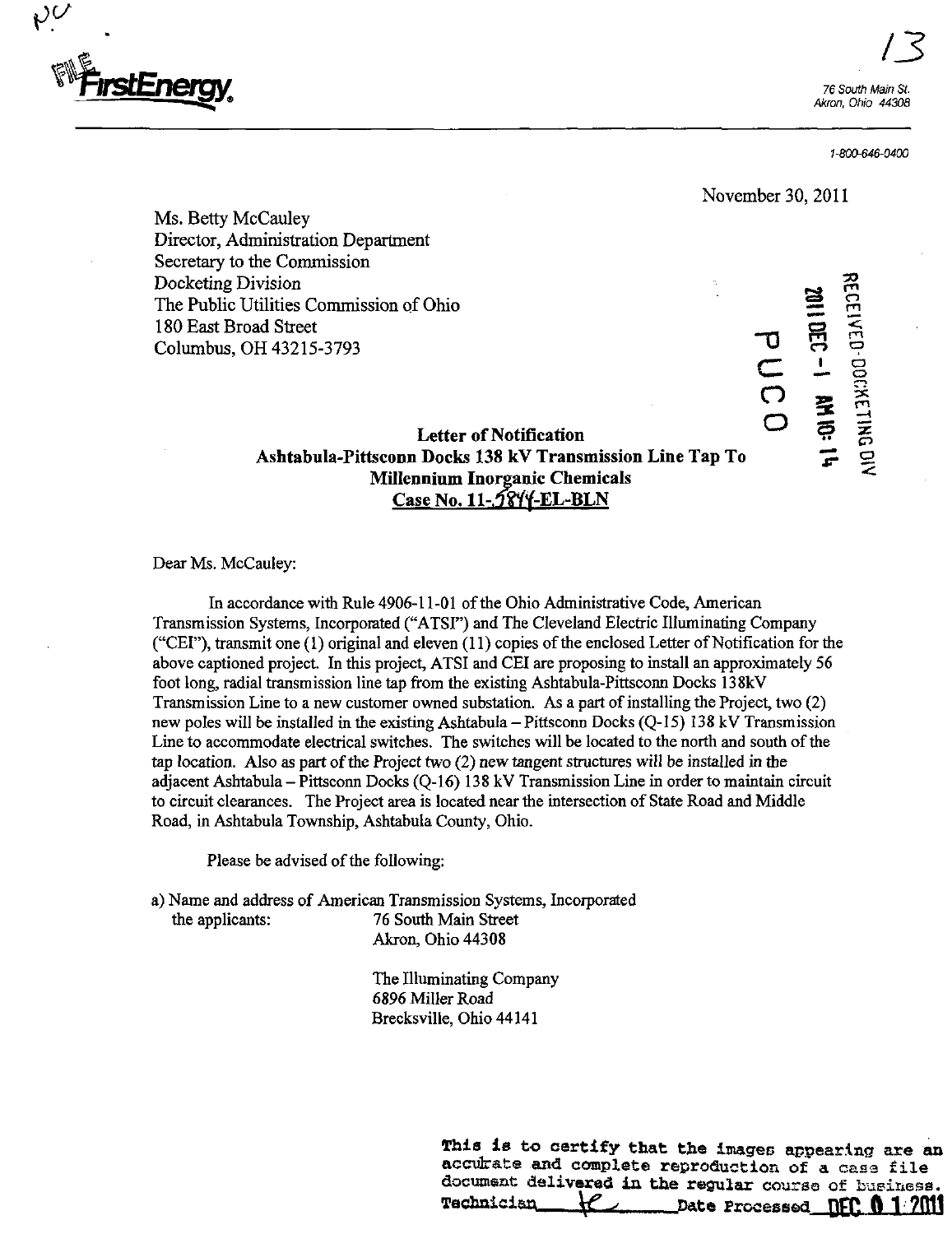FirstEnergy

76 South Main St.
Akron, Ohio 44308

1-800-646-0400

November 30, 2011

Ms. Betty McCauley
Director, Administration Department
Secretary to the Commission
Docketing Division
The Public Utilities Commission of Ohio
180 East Broad Street
Columbus, OH 43215-3793

RECEIVED-DOCKETING DIV
2011 DEC -1 AM 10: 14
PUCO

**Letter of Notification**
**Ashtabula-Pittsconn Docks 138 kV Transmission Line Tap To**
**Millennium Inorganic Chemicals**
**Case No. 11-5844-EL-BLN**

Dear Ms. McCauley:

In accordance with Rule 4906-11-01 of the Ohio Administrative Code, American Transmission Systems, Incorporated ("ATSI") and The Cleveland Electric Illuminating Company ("CEI"), transmit one (1) original and eleven (11) copies of the enclosed Letter of Notification for the above captioned project. In this project, ATSI and CEI are proposing to install an approximately 56 foot long, radial transmission line tap from the existing Ashtabula-Pittsconn Docks 138kV Transmission Line to a new customer owned substation. As a part of installing the Project, two (2) new poles will be installed in the existing Ashtabula – Pittsconn Docks (Q-15) 138 kV Transmission Line to accommodate electrical switches. The switches will be located to the north and south of the tap location. Also as part of the Project two (2) new tangent structures will be installed in the adjacent Ashtabula – Pittsconn Docks (Q-16) 138 kV Transmission Line in order to maintain circuit to circuit clearances. The Project area is located near the intersection of State Road and Middle Road, in Ashtabula Township, Ashtabula County, Ohio.

Please be advised of the following:

a) Name and address of the applicants:

American Transmission Systems, Incorporated
76 South Main Street
Akron, Ohio 44308

The Illuminating Company
6896 Miller Road
Brecksville, Ohio 44141

This is to certify that the images appearing are an accurate and complete reproduction of a case file document delivered in the regular course of business.
Technician ___ Date Processed DEC 01 2011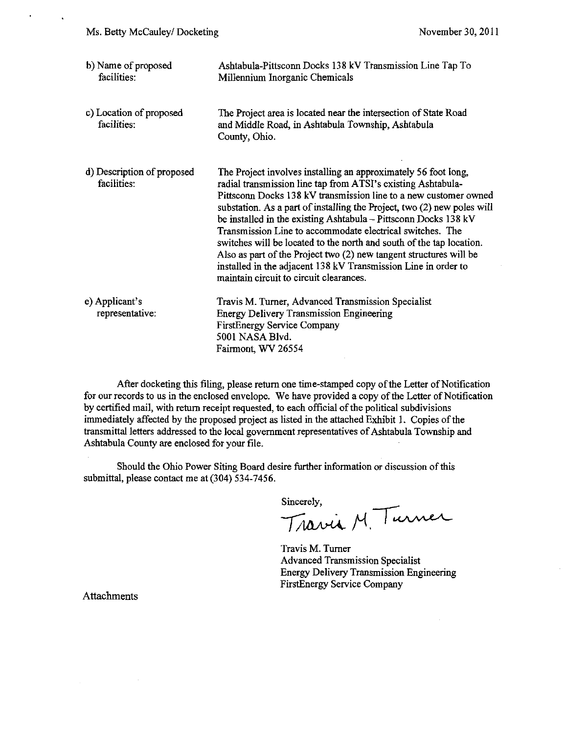| | |
|---|---|
| b) Name of proposed facilities: | Ashtabula-Pittsconn Docks 138 kV Transmission Line Tap To Millennium Inorganic Chemicals |
| c) Location of proposed facilities: | The Project area is located near the intersection of State Road and Middle Road, in Ashtabula Township, Ashtabula County, Ohio. |
| d) Description of proposed facilities: | The Project involves installing an approximately 56 foot long, radial transmission line tap from ATSI's existing Ashtabula-Pittsconn Docks 138 kV transmission line to a new customer owned substation. As a part of installing the Project, two (2) new poles will be installed in the existing Ashtabula – Pittsconn Docks 138 kV Transmission Line to accommodate electrical switches. The switches will be located to the north and south of the tap location. Also as part of the Project two (2) new tangent structures will be installed in the adjacent 138 kV Transmission Line in order to maintain circuit to circuit clearances. |
| e) Applicant's representative: | Travis M. Turner, Advanced Transmission Specialist<br>Energy Delivery Transmission Engineering<br>FirstEnergy Service Company<br>5001 NASA Blvd.<br>Fairmont, WV 26554 |

After docketing this filing, please return one time-stamped copy of the Letter of Notification for our records to us in the enclosed envelope. We have provided a copy of the Letter of Notification by certified mail, with return receipt requested, to each official of the political subdivisions immediately affected by the proposed project as listed in the attached Exhibit 1. Copies of the transmittal letters addressed to the local government representatives of Ashtabula Township and Ashtabula County are enclosed for your file.

Should the Ohio Power Siting Board desire further information or discussion of this submittal, please contact me at (304) 534-7456.

Sincerely,

Travis M. Turner

Travis M. Turner
Advanced Transmission Specialist
Energy Delivery Transmission Engineering
FirstEnergy Service Company

Attachments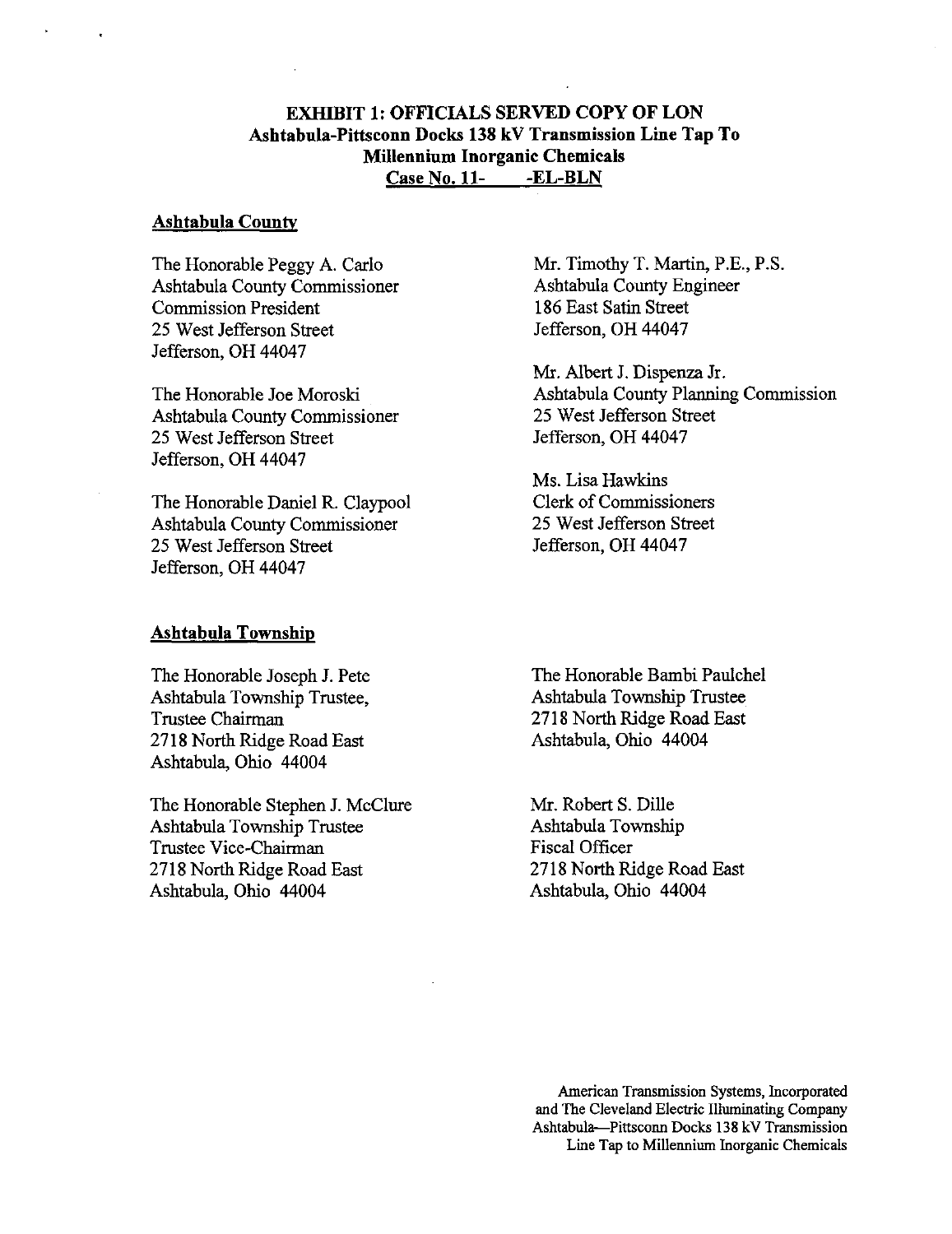**EXHIBIT 1: OFFICIALS SERVED COPY OF LON**
**Ashtabula-Pittsconn Docks 138 kV Transmission Line Tap To**
**Millennium Inorganic Chemicals**
**Case No. 11-       -EL-BLN**

## Ashtabula County

The Honorable Peggy A. Carlo
Ashtabula County Commissioner
Commission President
25 West Jefferson Street
Jefferson, OH 44047

The Honorable Joe Moroski
Ashtabula County Commissioner
25 West Jefferson Street
Jefferson, OH 44047

The Honorable Daniel R. Claypool
Ashtabula County Commissioner
25 West Jefferson Street
Jefferson, OH 44047

Mr. Timothy T. Martin, P.E., P.S.
Ashtabula County Engineer
186 East Satin Street
Jefferson, OH 44047

Mr. Albert J. Dispenza Jr.
Ashtabula County Planning Commission
25 West Jefferson Street
Jefferson, OH 44047

Ms. Lisa Hawkins
Clerk of Commissioners
25 West Jefferson Street
Jefferson, OH 44047

## Ashtabula Township

The Honorable Joseph J. Pete
Ashtabula Township Trustee,
Trustee Chairman
2718 North Ridge Road East
Ashtabula, Ohio 44004

The Honorable Stephen J. McClure
Ashtabula Township Trustee
Trustee Vice-Chairman
2718 North Ridge Road East
Ashtabula, Ohio 44004

The Honorable Bambi Paulchel
Ashtabula Township Trustee
2718 North Ridge Road East
Ashtabula, Ohio 44004

Mr. Robert S. Dille
Ashtabula Township
Fiscal Officer
2718 North Ridge Road East
Ashtabula, Ohio 44004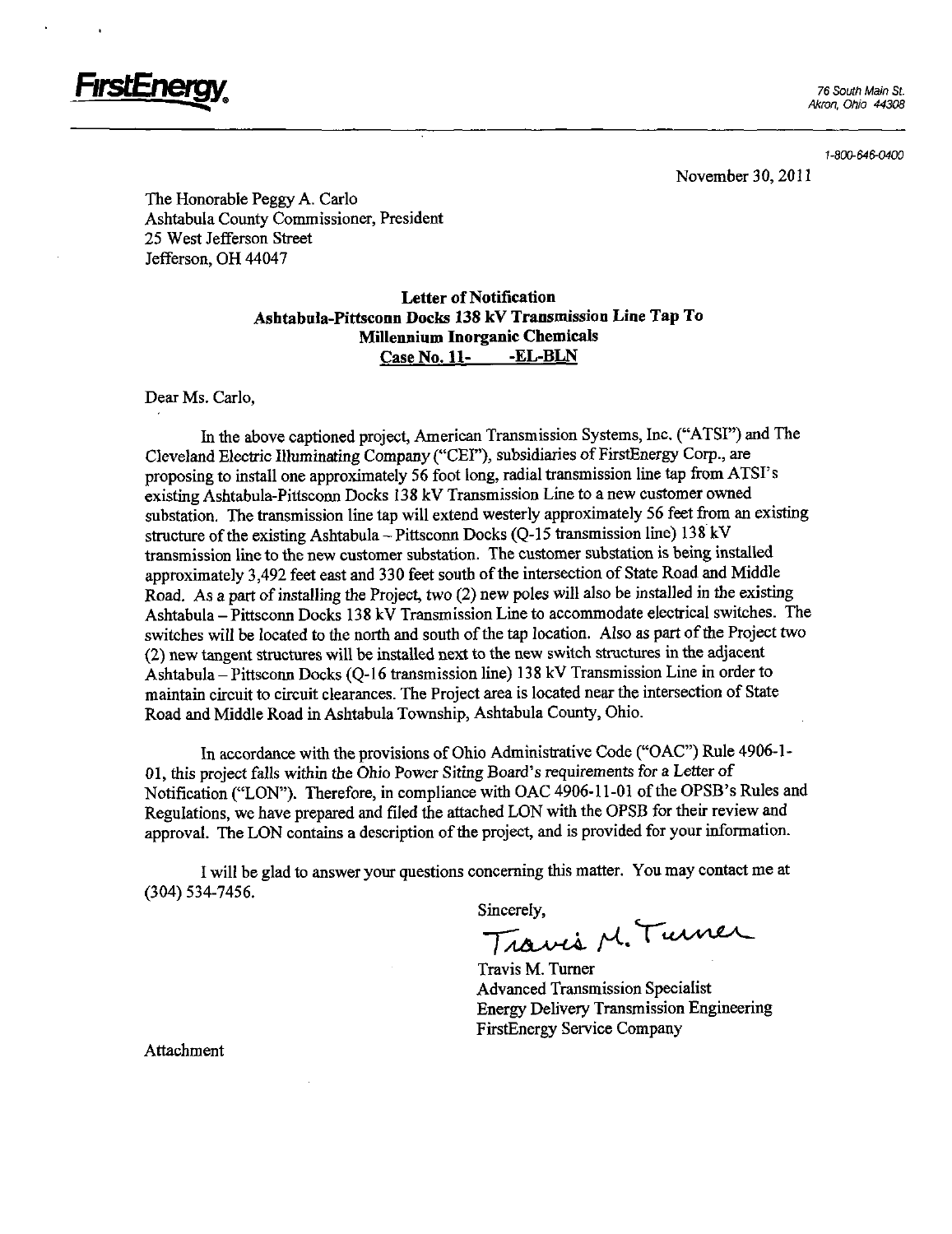**FirstEnergy**

76 South Main St.
Akron, Ohio 44308

1-800-646-0400

November 30, 2011

The Honorable Peggy A. Carlo
Ashtabula County Commissioner, President
25 West Jefferson Street
Jefferson, OH 44047

**Letter of Notification**
**Ashtabula-Pittsconn Docks 138 kV Transmission Line Tap To**
**Millennium Inorganic Chemicals**
**Case No. 11- -EL-BLN**

Dear Ms. Carlo,

In the above captioned project, American Transmission Systems, Inc. ("ATSI") and The Cleveland Electric Illuminating Company ("CEI"), subsidiaries of FirstEnergy Corp., are proposing to install one approximately 56 foot long, radial transmission line tap from ATSI's existing Ashtabula-Pittsconn Docks 138 kV Transmission Line to a new customer owned substation. The transmission line tap will extend westerly approximately 56 feet from an existing structure of the existing Ashtabula – Pittsconn Docks (Q-15 transmission line) 138 kV transmission line to the new customer substation. The customer substation is being installed approximately 3,492 feet east and 330 feet south of the intersection of State Road and Middle Road. As a part of installing the Project, two (2) new poles will also be installed in the existing Ashtabula – Pittsconn Docks 138 kV Transmission Line to accommodate electrical switches. The switches will be located to the north and south of the tap location. Also as part of the Project two (2) new tangent structures will be installed next to the new switch structures in the adjacent Ashtabula – Pittsconn Docks (Q-16 transmission line) 138 kV Transmission Line in order to maintain circuit to circuit clearances. The Project area is located near the intersection of State Road and Middle Road in Ashtabula Township, Ashtabula County, Ohio.

In accordance with the provisions of Ohio Administrative Code ("OAC") Rule 4906-1-01, this project falls within the Ohio Power Siting Board's requirements for a Letter of Notification ("LON"). Therefore, in compliance with OAC 4906-11-01 of the OPSB's Rules and Regulations, we have prepared and filed the attached LON with the OPSB for their review and approval. The LON contains a description of the project, and is provided for your information.

I will be glad to answer your questions concerning this matter. You may contact me at (304) 534-7456.

Sincerely,

Travis M. Turner

Travis M. Turner
Advanced Transmission Specialist
Energy Delivery Transmission Engineering
FirstEnergy Service Company

Attachment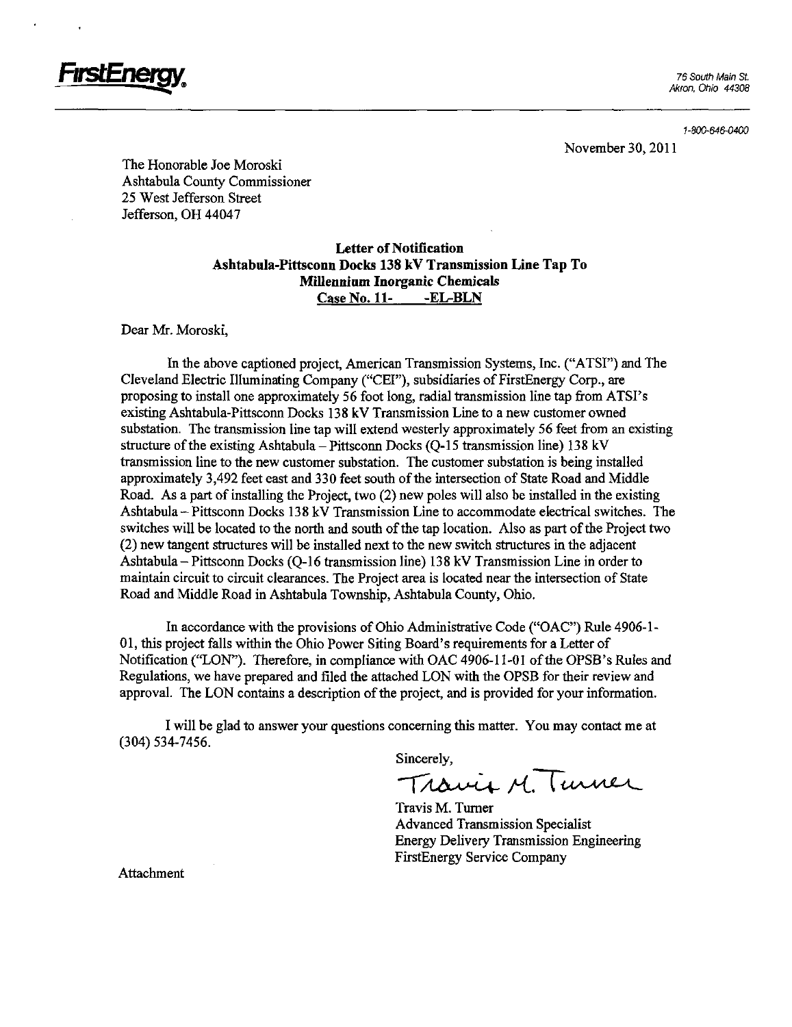**FirstEnergy**

76 South Main St.
Akron, Ohio 44308

1-800-646-0400

November 30, 2011

The Honorable Joe Moroski
Ashtabula County Commissioner
25 West Jefferson Street
Jefferson, OH 44047

**Letter of Notification**
**Ashtabula-Pittsconn Docks 138 kV Transmission Line Tap To**
**Millennium Inorganic Chemicals**
**Case No. 11-      -EL-BLN**

Dear Mr. Moroski,

In the above captioned project, American Transmission Systems, Inc. ("ATSI") and The Cleveland Electric Illuminating Company ("CEI"), subsidiaries of FirstEnergy Corp., are proposing to install one approximately 56 foot long, radial transmission line tap from ATSI's existing Ashtabula-Pittsconn Docks 138 kV Transmission Line to a new customer owned substation. The transmission line tap will extend westerly approximately 56 feet from an existing structure of the existing Ashtabula – Pittsconn Docks (Q-15 transmission line) 138 kV transmission line to the new customer substation. The customer substation is being installed approximately 3,492 feet east and 330 feet south of the intersection of State Road and Middle Road. As a part of installing the Project, two (2) new poles will also be installed in the existing Ashtabula – Pittsconn Docks 138 kV Transmission Line to accommodate electrical switches. The switches will be located to the north and south of the tap location. Also as part of the Project two (2) new tangent structures will be installed next to the new switch structures in the adjacent Ashtabula – Pittsconn Docks (Q-16 transmission line) 138 kV Transmission Line in order to maintain circuit to circuit clearances. The Project area is located near the intersection of State Road and Middle Road in Ashtabula Township, Ashtabula County, Ohio.

In accordance with the provisions of Ohio Administrative Code ("OAC") Rule 4906-1-01, this project falls within the Ohio Power Siting Board's requirements for a Letter of Notification ("LON"). Therefore, in compliance with OAC 4906-11-01 of the OPSB's Rules and Regulations, we have prepared and filed the attached LON with the OPSB for their review and approval. The LON contains a description of the project, and is provided for your information.

I will be glad to answer your questions concerning this matter. You may contact me at (304) 534-7456.

Sincerely,

Travis M. Turner

Travis M. Turner
Advanced Transmission Specialist
Energy Delivery Transmission Engineering
FirstEnergy Service Company

Attachment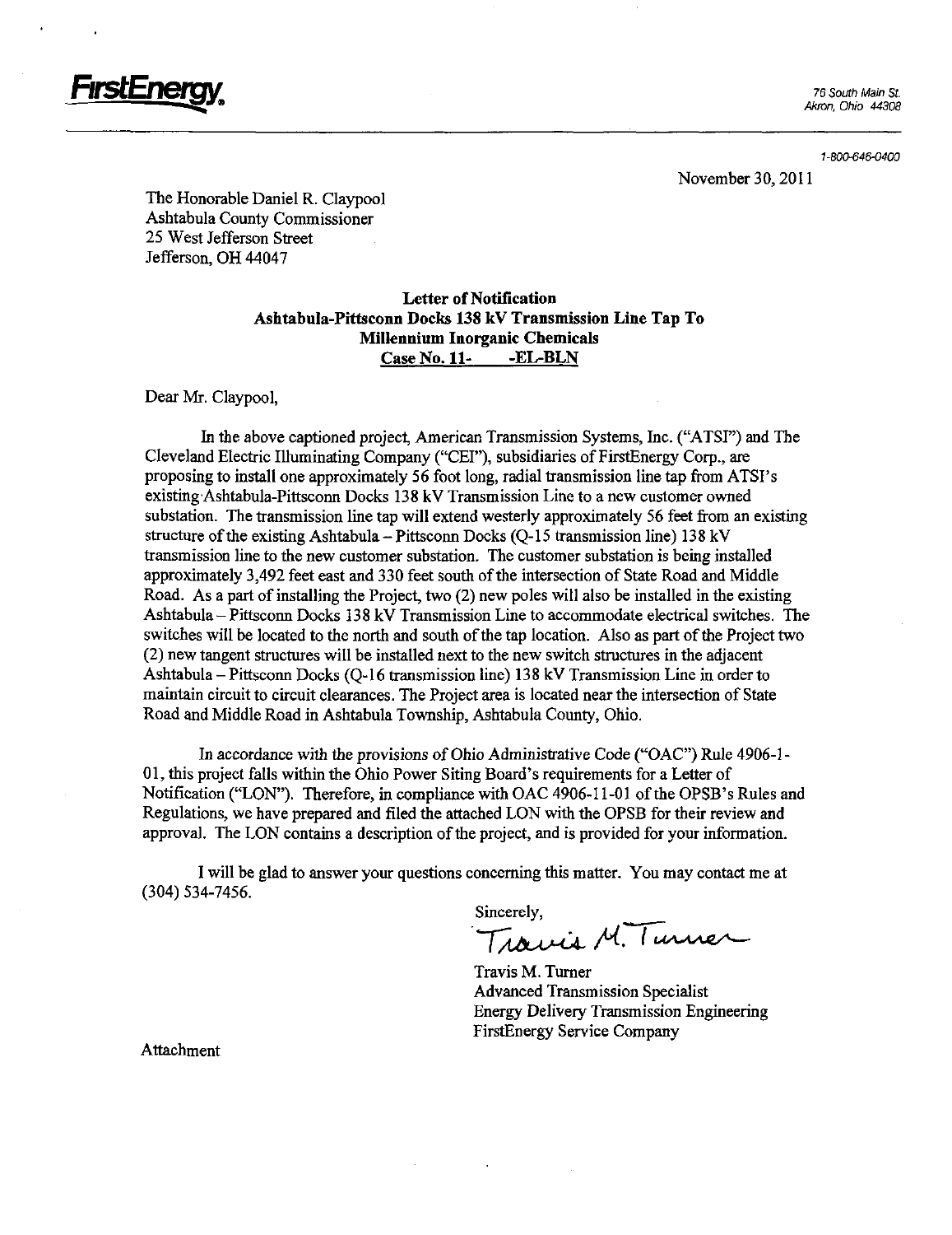**FirstEnergy**

76 South Main St.
Akron, Ohio 44308

1-800-646-0400

November 30, 2011

The Honorable Daniel R. Claypool
Ashtabula County Commissioner
25 West Jefferson Street
Jefferson, OH 44047

**Letter of Notification**
**Ashtabula-Pittsconn Docks 138 kV Transmission Line Tap To**
**Millennium Inorganic Chemicals**
**Case No. 11- -EL-BLN**

Dear Mr. Claypool,

In the above captioned project, American Transmission Systems, Inc. ("ATSI") and The Cleveland Electric Illuminating Company ("CEI"), subsidiaries of FirstEnergy Corp., are proposing to install one approximately 56 foot long, radial transmission line tap from ATSI's existing Ashtabula-Pittsconn Docks 138 kV Transmission Line to a new customer owned substation. The transmission line tap will extend westerly approximately 56 feet from an existing structure of the existing Ashtabula – Pittsconn Docks (Q-15 transmission line) 138 kV transmission line to the new customer substation. The customer substation is being installed approximately 3,492 feet east and 330 feet south of the intersection of State Road and Middle Road. As a part of installing the Project, two (2) new poles will also be installed in the existing Ashtabula – Pittsconn Docks 138 kV Transmission Line to accommodate electrical switches. The switches will be located to the north and south of the tap location. Also as part of the Project two (2) new tangent structures will be installed next to the new switch structures in the adjacent Ashtabula – Pittsconn Docks (Q-16 transmission line) 138 kV Transmission Line in order to maintain circuit to circuit clearances. The Project area is located near the intersection of State Road and Middle Road in Ashtabula Township, Ashtabula County, Ohio.

In accordance with the provisions of Ohio Administrative Code ("OAC") Rule 4906-1-01, this project falls within the Ohio Power Siting Board's requirements for a Letter of Notification ("LON"). Therefore, in compliance with OAC 4906-11-01 of the OPSB's Rules and Regulations, we have prepared and filed the attached LON with the OPSB for their review and approval. The LON contains a description of the project, and is provided for your information.

I will be glad to answer your questions concerning this matter. You may contact me at (304) 534-7456.

Sincerely,

Travis M. Turner

Travis M. Turner
Advanced Transmission Specialist
Energy Delivery Transmission Engineering
FirstEnergy Service Company

Attachment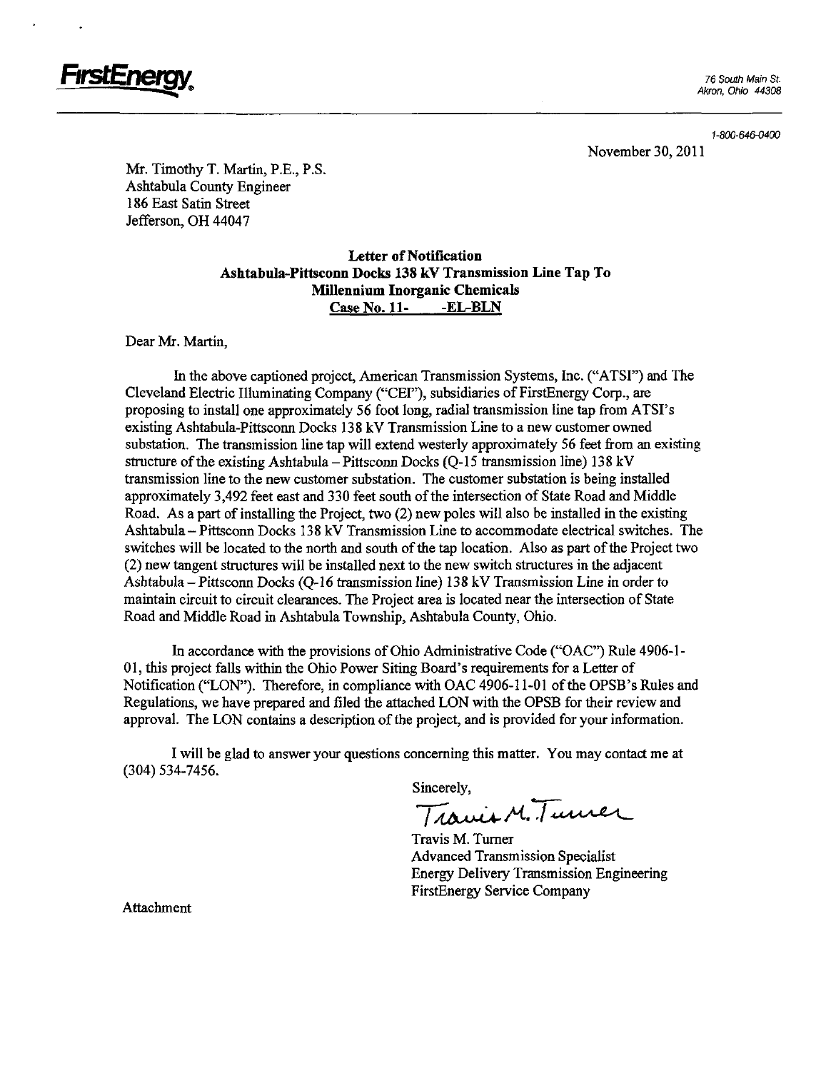**FirstEnergy**

76 South Main St.
Akron, Ohio 44308

1-800-646-0400

November 30, 2011

Mr. Timothy T. Martin, P.E., P.S.
Ashtabula County Engineer
186 East Satin Street
Jefferson, OH 44047

**Letter of Notification**
**Ashtabula-Pittsconn Docks 138 kV Transmission Line Tap To**
**Millennium Inorganic Chemicals**
**Case No. 11- -EL-BLN**

Dear Mr. Martin,

In the above captioned project, American Transmission Systems, Inc. ("ATSI") and The Cleveland Electric Illuminating Company ("CEI"), subsidiaries of FirstEnergy Corp., are proposing to install one approximately 56 foot long, radial transmission line tap from ATSI's existing Ashtabula-Pittsconn Docks 138 kV Transmission Line to a new customer owned substation. The transmission line tap will extend westerly approximately 56 feet from an existing structure of the existing Ashtabula – Pittsconn Docks (Q-15 transmission line) 138 kV transmission line to the new customer substation. The customer substation is being installed approximately 3,492 feet east and 330 feet south of the intersection of State Road and Middle Road. As a part of installing the Project, two (2) new poles will also be installed in the existing Ashtabula – Pittsconn Docks 138 kV Transmission Line to accommodate electrical switches. The switches will be located to the north and south of the tap location. Also as part of the Project two (2) new tangent structures will be installed next to the new switch structures in the adjacent Ashtabula – Pittsconn Docks (Q-16 transmission line) 138 kV Transmission Line in order to maintain circuit to circuit clearances. The Project area is located near the intersection of State Road and Middle Road in Ashtabula Township, Ashtabula County, Ohio.

In accordance with the provisions of Ohio Administrative Code ("OAC") Rule 4906-1-01, this project falls within the Ohio Power Siting Board's requirements for a Letter of Notification ("LON"). Therefore, in compliance with OAC 4906-11-01 of the OPSB's Rules and Regulations, we have prepared and filed the attached LON with the OPSB for their review and approval. The LON contains a description of the project, and is provided for your information.

I will be glad to answer your questions concerning this matter. You may contact me at (304) 534-7456.

Sincerely,

Travis M. Turner

Travis M. Turner
Advanced Transmission Specialist
Energy Delivery Transmission Engineering
FirstEnergy Service Company

Attachment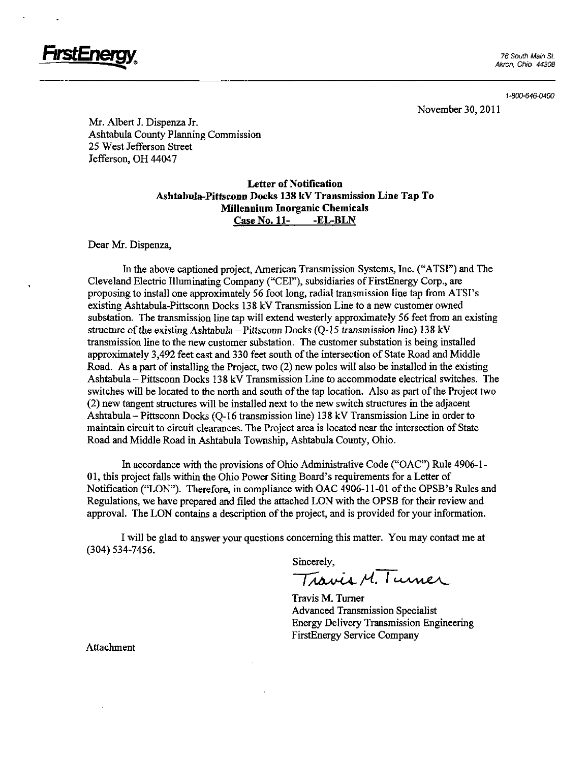**FirstEnergy**

76 South Main St.
Akron, Ohio 44308

1-800-646-0400

November 30, 2011

Mr. Albert J. Dispenza Jr.
Ashtabula County Planning Commission
25 West Jefferson Street
Jefferson, OH 44047

**Letter of Notification**
**Ashtabula-Pittsconn Docks 138 kV Transmission Line Tap To**
**Millennium Inorganic Chemicals**
**Case No. 11-     -EL-BLN**

Dear Mr. Dispenza,

In the above captioned project, American Transmission Systems, Inc. ("ATSI") and The Cleveland Electric Illuminating Company ("CEI"), subsidiaries of FirstEnergy Corp., are proposing to install one approximately 56 foot long, radial transmission line tap from ATSI's existing Ashtabula-Pittsconn Docks 138 kV Transmission Line to a new customer owned substation. The transmission line tap will extend westerly approximately 56 feet from an existing structure of the existing Ashtabula – Pittsconn Docks (Q-15 transmission line) 138 kV transmission line to the new customer substation. The customer substation is being installed approximately 3,492 feet east and 330 feet south of the intersection of State Road and Middle Road. As a part of installing the Project, two (2) new poles will also be installed in the existing Ashtabula – Pittsconn Docks 138 kV Transmission Line to accommodate electrical switches. The switches will be located to the north and south of the tap location. Also as part of the Project two (2) new tangent structures will be installed next to the new switch structures in the adjacent Ashtabula – Pittsconn Docks (Q-16 transmission line) 138 kV Transmission Line in order to maintain circuit to circuit clearances. The Project area is located near the intersection of State Road and Middle Road in Ashtabula Township, Ashtabula County, Ohio.

In accordance with the provisions of Ohio Administrative Code ("OAC") Rule 4906-1-01, this project falls within the Ohio Power Siting Board's requirements for a Letter of Notification ("LON"). Therefore, in compliance with OAC 4906-11-01 of the OPSB's Rules and Regulations, we have prepared and filed the attached LON with the OPSB for their review and approval. The LON contains a description of the project, and is provided for your information.

I will be glad to answer your questions concerning this matter. You may contact me at (304) 534-7456.

Sincerely,

Travis M. Turner

Travis M. Turner
Advanced Transmission Specialist
Energy Delivery Transmission Engineering
FirstEnergy Service Company

Attachment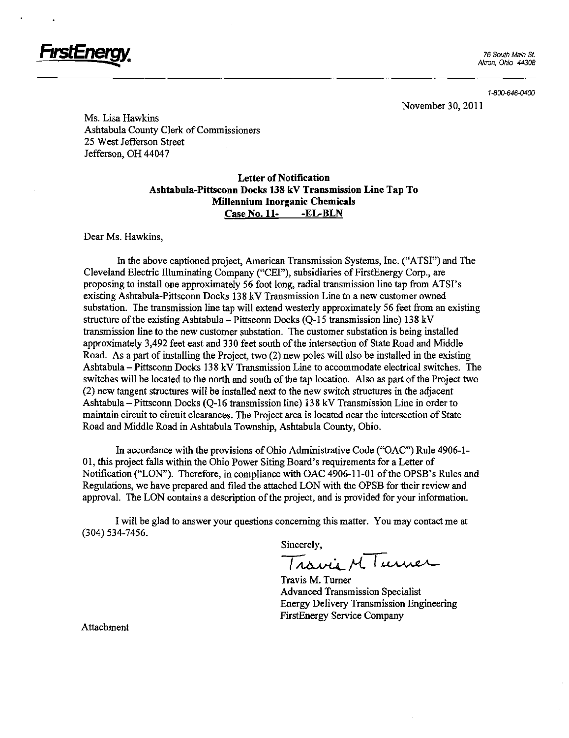**FirstEnergy**

76 South Main St.
Akron, Ohio 44308

1-800-646-0400

November 30, 2011

Ms. Lisa Hawkins
Ashtabula County Clerk of Commissioners
25 West Jefferson Street
Jefferson, OH 44047

**Letter of Notification**
**Ashtabula-Pittsconn Docks 138 kV Transmission Line Tap To**
**Millennium Inorganic Chemicals**
**Case No. 11- -EL-BLN**

Dear Ms. Hawkins,

In the above captioned project, American Transmission Systems, Inc. ("ATSI") and The Cleveland Electric Illuminating Company ("CEI"), subsidiaries of FirstEnergy Corp., are proposing to install one approximately 56 foot long, radial transmission line tap from ATSI's existing Ashtabula-Pittsconn Docks 138 kV Transmission Line to a new customer owned substation. The transmission line tap will extend westerly approximately 56 feet from an existing structure of the existing Ashtabula – Pittsconn Docks (Q-15 transmission line) 138 kV transmission line to the new customer substation. The customer substation is being installed approximately 3,492 feet east and 330 feet south of the intersection of State Road and Middle Road. As a part of installing the Project, two (2) new poles will also be installed in the existing Ashtabula – Pittsconn Docks 138 kV Transmission Line to accommodate electrical switches. The switches will be located to the north and south of the tap location. Also as part of the Project two (2) new tangent structures will be installed next to the new switch structures in the adjacent Ashtabula – Pittsconn Docks (Q-16 transmission line) 138 kV Transmission Line in order to maintain circuit to circuit clearances. The Project area is located near the intersection of State Road and Middle Road in Ashtabula Township, Ashtabula County, Ohio.

In accordance with the provisions of Ohio Administrative Code ("OAC") Rule 4906-1-01, this project falls within the Ohio Power Siting Board's requirements for a Letter of Notification ("LON"). Therefore, in compliance with OAC 4906-11-01 of the OPSB's Rules and Regulations, we have prepared and filed the attached LON with the OPSB for their review and approval. The LON contains a description of the project, and is provided for your information.

I will be glad to answer your questions concerning this matter. You may contact me at (304) 534-7456.

Sincerely,

Travis M. Turner

Travis M. Turner
Advanced Transmission Specialist
Energy Delivery Transmission Engineering
FirstEnergy Service Company

Attachment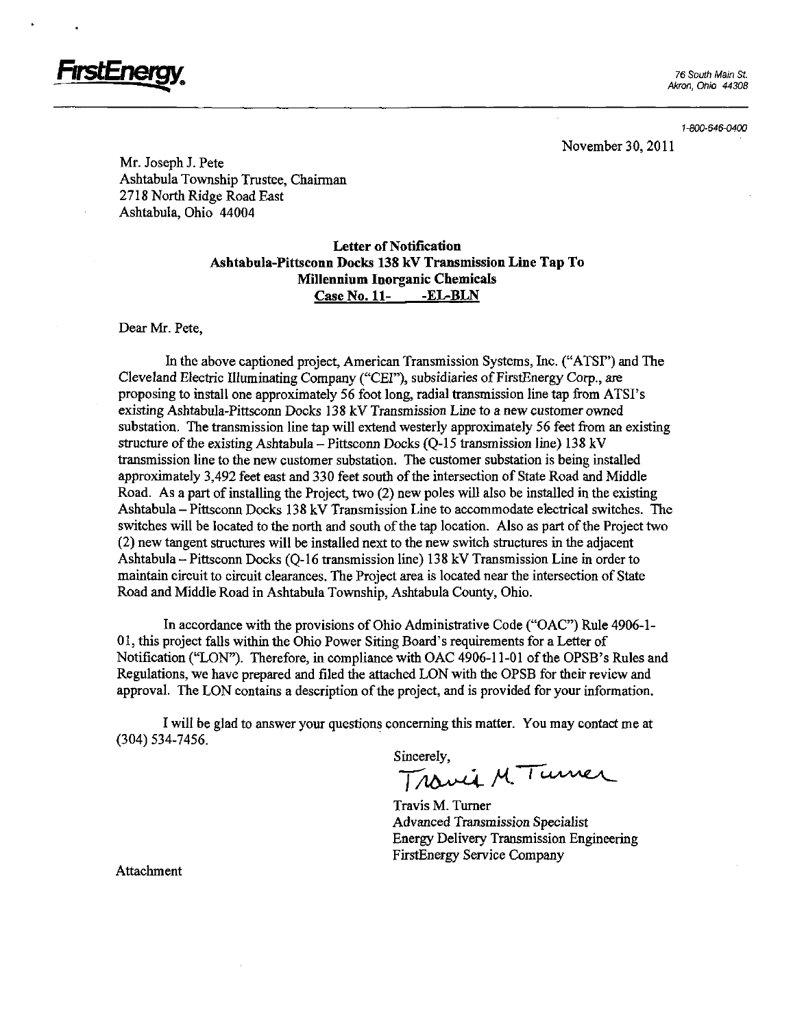**FirstEnergy.**

76 South Main St.
Akron, Ohio 44308

1-800-646-0400

November 30, 2011

Mr. Joseph J. Pete
Ashtabula Township Trustee, Chairman
2718 North Ridge Road East
Ashtabula, Ohio 44004

**Letter of Notification**
**Ashtabula-Pittsconn Docks 138 kV Transmission Line Tap To**
**Millennium Inorganic Chemicals**
**Case No. 11- -EL-BLN**

Dear Mr. Pete,

In the above captioned project, American Transmission Systems, Inc. ("ATSI") and The Cleveland Electric Illuminating Company ("CEI"), subsidiaries of FirstEnergy Corp., are proposing to install one approximately 56 foot long, radial transmission line tap from ATSI's existing Ashtabula-Pittsconn Docks 138 kV Transmission Line to a new customer owned substation. The transmission line tap will extend westerly approximately 56 feet from an existing structure of the existing Ashtabula – Pittsconn Docks (Q-15 transmission line) 138 kV transmission line to the new customer substation. The customer substation is being installed approximately 3,492 feet east and 330 feet south of the intersection of State Road and Middle Road. As a part of installing the Project, two (2) new poles will also be installed in the existing Ashtabula – Pittsconn Docks 138 kV Transmission Line to accommodate electrical switches. The switches will be located to the north and south of the tap location. Also as part of the Project two (2) new tangent structures will be installed next to the new switch structures in the adjacent Ashtabula – Pittsconn Docks (Q-16 transmission line) 138 kV Transmission Line in order to maintain circuit to circuit clearances. The Project area is located near the intersection of State Road and Middle Road in Ashtabula Township, Ashtabula County, Ohio.

In accordance with the provisions of Ohio Administrative Code ("OAC") Rule 4906-1-01, this project falls within the Ohio Power Siting Board's requirements for a Letter of Notification ("LON"). Therefore, in compliance with OAC 4906-11-01 of the OPSB's Rules and Regulations, we have prepared and filed the attached LON with the OPSB for their review and approval. The LON contains a description of the project, and is provided for your information.

I will be glad to answer your questions concerning this matter. You may contact me at (304) 534-7456.

Sincerely,

Travis M. Turner

Travis M. Turner
Advanced Transmission Specialist
Energy Delivery Transmission Engineering
FirstEnergy Service Company

Attachment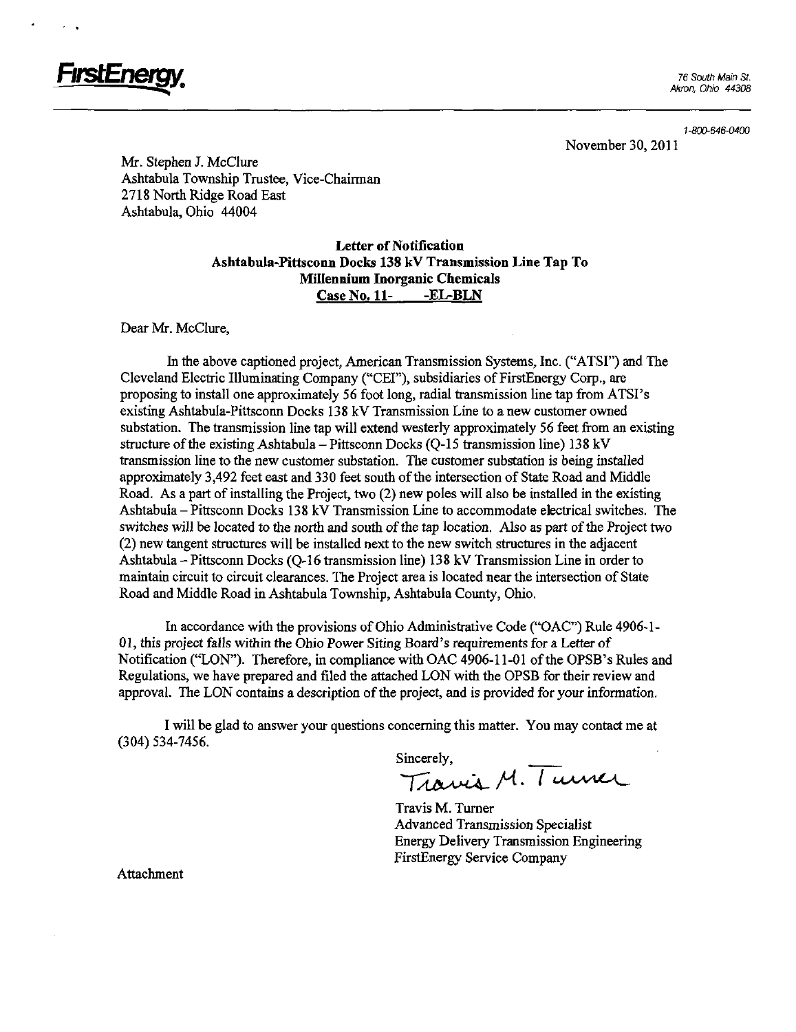**FirstEnergy.**

76 South Main St.
Akron, Ohio 44308

1-800-646-0400

November 30, 2011

Mr. Stephen J. McClure
Ashtabula Township Trustee, Vice-Chairman
2718 North Ridge Road East
Ashtabula, Ohio 44004

**Letter of Notification**
**Ashtabula-Pittsconn Docks 138 kV Transmission Line Tap To**
**Millennium Inorganic Chemicals**
**Case No. 11- -EL-BLN**

Dear Mr. McClure,

In the above captioned project, American Transmission Systems, Inc. ("ATSI") and The Cleveland Electric Illuminating Company ("CEI"), subsidiaries of FirstEnergy Corp., are proposing to install one approximately 56 foot long, radial transmission line tap from ATSI's existing Ashtabula-Pittsconn Docks 138 kV Transmission Line to a new customer owned substation. The transmission line tap will extend westerly approximately 56 feet from an existing structure of the existing Ashtabula – Pittsconn Docks (Q-15 transmission line) 138 kV transmission line to the new customer substation. The customer substation is being installed approximately 3,492 feet east and 330 feet south of the intersection of State Road and Middle Road. As a part of installing the Project, two (2) new poles will also be installed in the existing Ashtabula – Pittsconn Docks 138 kV Transmission Line to accommodate electrical switches. The switches will be located to the north and south of the tap location. Also as part of the Project two (2) new tangent structures will be installed next to the new switch structures in the adjacent Ashtabula – Pittsconn Docks (Q-16 transmission line) 138 kV Transmission Line in order to maintain circuit to circuit clearances. The Project area is located near the intersection of State Road and Middle Road in Ashtabula Township, Ashtabula County, Ohio.

In accordance with the provisions of Ohio Administrative Code ("OAC") Rule 4906-1-01, this project falls within the Ohio Power Siting Board's requirements for a Letter of Notification ("LON"). Therefore, in compliance with OAC 4906-11-01 of the OPSB's Rules and Regulations, we have prepared and filed the attached LON with the OPSB for their review and approval. The LON contains a description of the project, and is provided for your information.

I will be glad to answer your questions concerning this matter. You may contact me at (304) 534-7456.

Sincerely,

Travis M. Turner

Travis M. Turner
Advanced Transmission Specialist
Energy Delivery Transmission Engineering
FirstEnergy Service Company

Attachment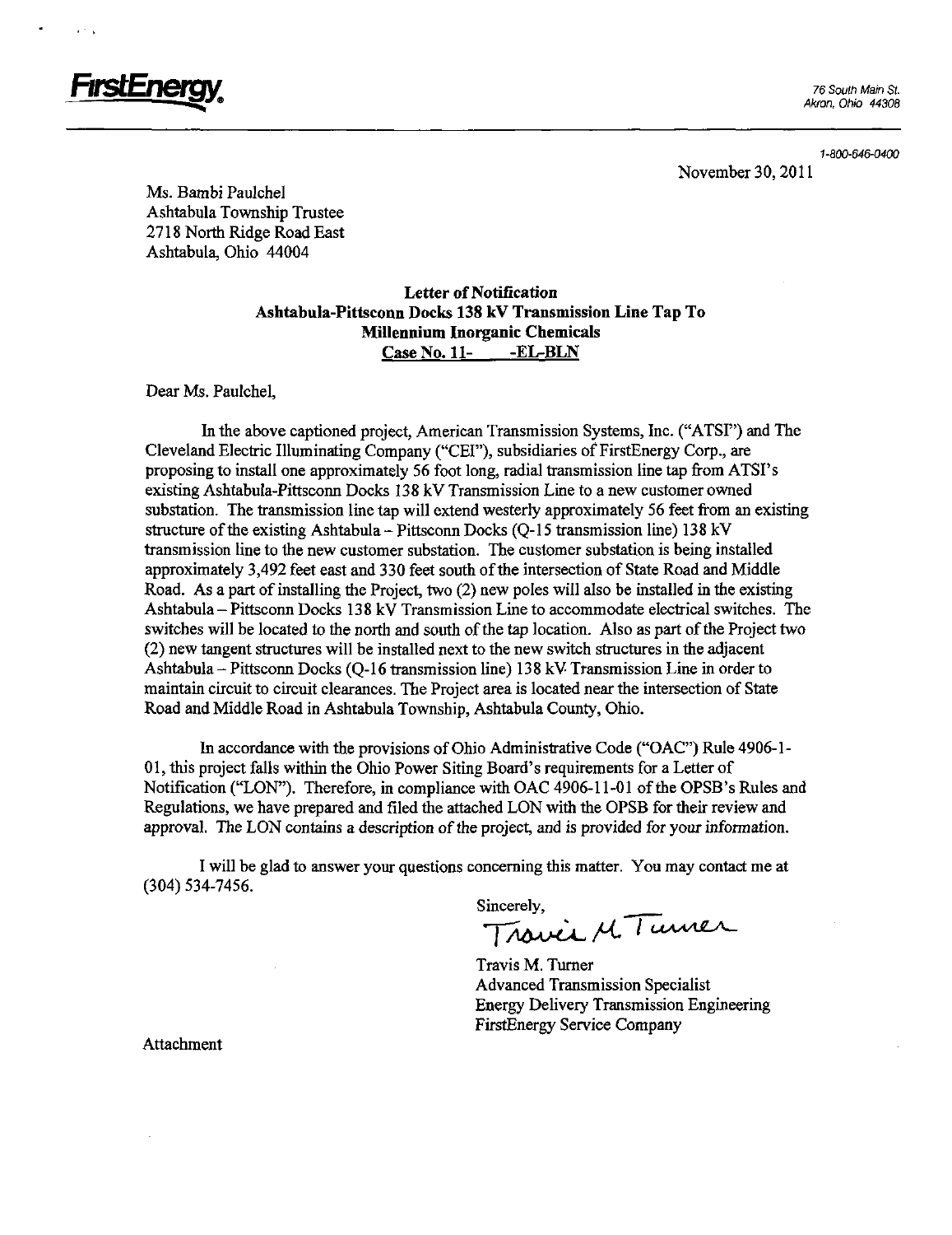**FirstEnergy**

76 South Main St.
Akron, Ohio 44308

1-800-646-0400

November 30, 2011

Ms. Bambi Paulchel
Ashtabula Township Trustee
2718 North Ridge Road East
Ashtabula, Ohio 44004

**Letter of Notification**
**Ashtabula-Pittsconn Docks 138 kV Transmission Line Tap To**
**Millennium Inorganic Chemicals**
**Case No. 11- -EL-BLN**

Dear Ms. Paulchel,

In the above captioned project, American Transmission Systems, Inc. ("ATSI") and The Cleveland Electric Illuminating Company ("CEI"), subsidiaries of FirstEnergy Corp., are proposing to install one approximately 56 foot long, radial transmission line tap from ATSI's existing Ashtabula-Pittsconn Docks 138 kV Transmission Line to a new customer owned substation. The transmission line tap will extend westerly approximately 56 feet from an existing structure of the existing Ashtabula – Pittsconn Docks (Q-15 transmission line) 138 kV transmission line to the new customer substation. The customer substation is being installed approximately 3,492 feet east and 330 feet south of the intersection of State Road and Middle Road. As a part of installing the Project, two (2) new poles will also be installed in the existing Ashtabula – Pittsconn Docks 138 kV Transmission Line to accommodate electrical switches. The switches will be located to the north and south of the tap location. Also as part of the Project two (2) new tangent structures will be installed next to the new switch structures in the adjacent Ashtabula – Pittsconn Docks (Q-16 transmission line) 138 kV Transmission Line in order to maintain circuit to circuit clearances. The Project area is located near the intersection of State Road and Middle Road in Ashtabula Township, Ashtabula County, Ohio.

In accordance with the provisions of Ohio Administrative Code ("OAC") Rule 4906-1-01, this project falls within the Ohio Power Siting Board's requirements for a Letter of Notification ("LON"). Therefore, in compliance with OAC 4906-11-01 of the OPSB's Rules and Regulations, we have prepared and filed the attached LON with the OPSB for their review and approval. The LON contains a description of the project, and is provided for your information.

I will be glad to answer your questions concerning this matter. You may contact me at (304) 534-7456.

Sincerely,

Travis M. Turner

Travis M. Turner
Advanced Transmission Specialist
Energy Delivery Transmission Engineering
FirstEnergy Service Company

Attachment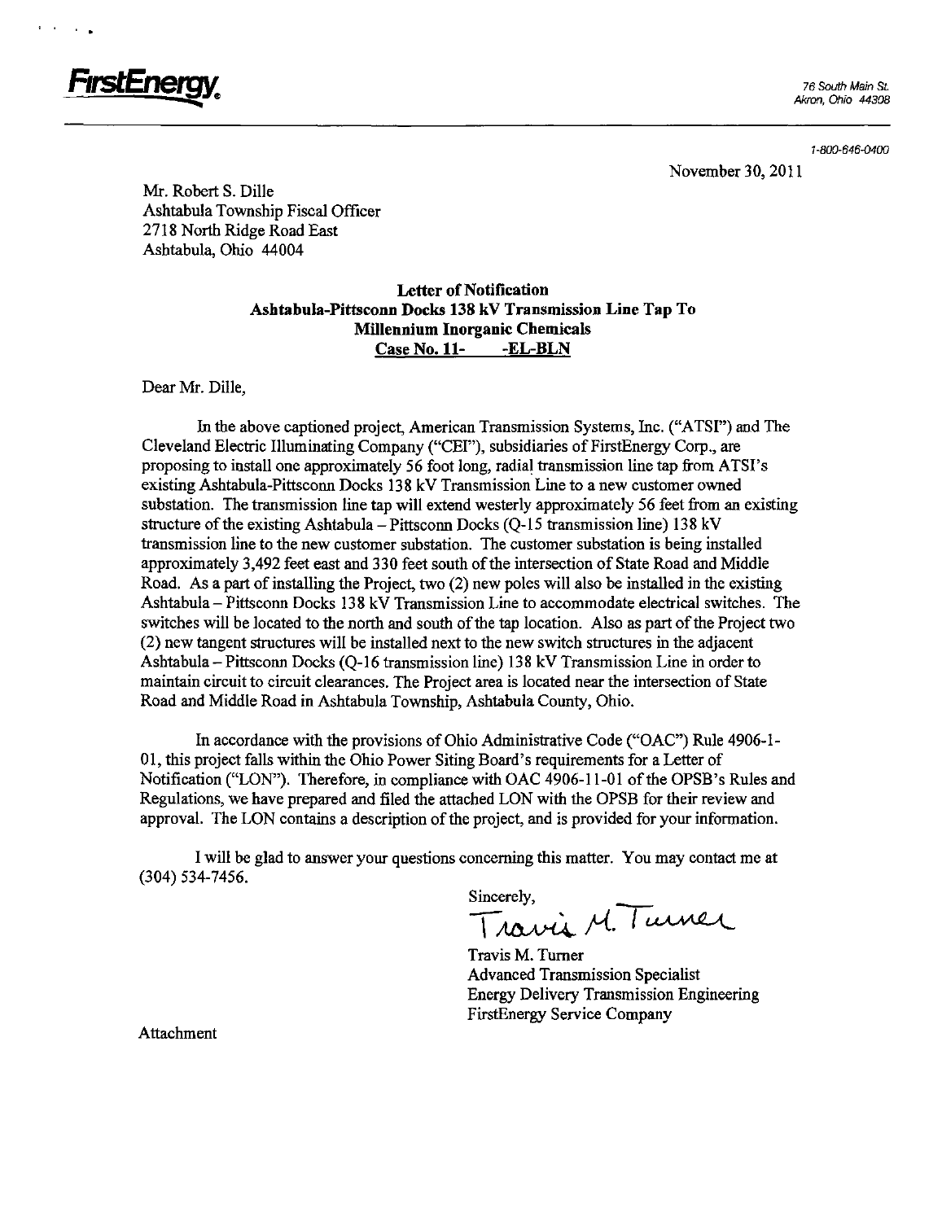**FirstEnergy**

76 South Main St.
Akron, Ohio 44308

1-800-646-0400

November 30, 2011

Mr. Robert S. Dille
Ashtabula Township Fiscal Officer
2718 North Ridge Road East
Ashtabula, Ohio 44004

**Letter of Notification**
**Ashtabula-Pittsconn Docks 138 kV Transmission Line Tap To**
**Millennium Inorganic Chemicals**
**Case No. 11- -EL-BLN**

Dear Mr. Dille,

In the above captioned project, American Transmission Systems, Inc. ("ATSI") and The Cleveland Electric Illuminating Company ("CEI"), subsidiaries of FirstEnergy Corp., are proposing to install one approximately 56 foot long, radial transmission line tap from ATSI's existing Ashtabula-Pittsconn Docks 138 kV Transmission Line to a new customer owned substation. The transmission line tap will extend westerly approximately 56 feet from an existing structure of the existing Ashtabula – Pittsconn Docks (Q-15 transmission line) 138 kV transmission line to the new customer substation. The customer substation is being installed approximately 3,492 feet east and 330 feet south of the intersection of State Road and Middle Road. As a part of installing the Project, two (2) new poles will also be installed in the existing Ashtabula – Pittsconn Docks 138 kV Transmission Line to accommodate electrical switches. The switches will be located to the north and south of the tap location. Also as part of the Project two (2) new tangent structures will be installed next to the new switch structures in the adjacent Ashtabula – Pittsconn Docks (Q-16 transmission line) 138 kV Transmission Line in order to maintain circuit to circuit clearances. The Project area is located near the intersection of State Road and Middle Road in Ashtabula Township, Ashtabula County, Ohio.

In accordance with the provisions of Ohio Administrative Code ("OAC") Rule 4906-1-01, this project falls within the Ohio Power Siting Board's requirements for a Letter of Notification ("LON"). Therefore, in compliance with OAC 4906-11-01 of the OPSB's Rules and Regulations, we have prepared and filed the attached LON with the OPSB for their review and approval. The LON contains a description of the project, and is provided for your information.

I will be glad to answer your questions concerning this matter. You may contact me at (304) 534-7456.

Sincerely,

Travis M. Turner

Travis M. Turner
Advanced Transmission Specialist
Energy Delivery Transmission Engineering
FirstEnergy Service Company

Attachment